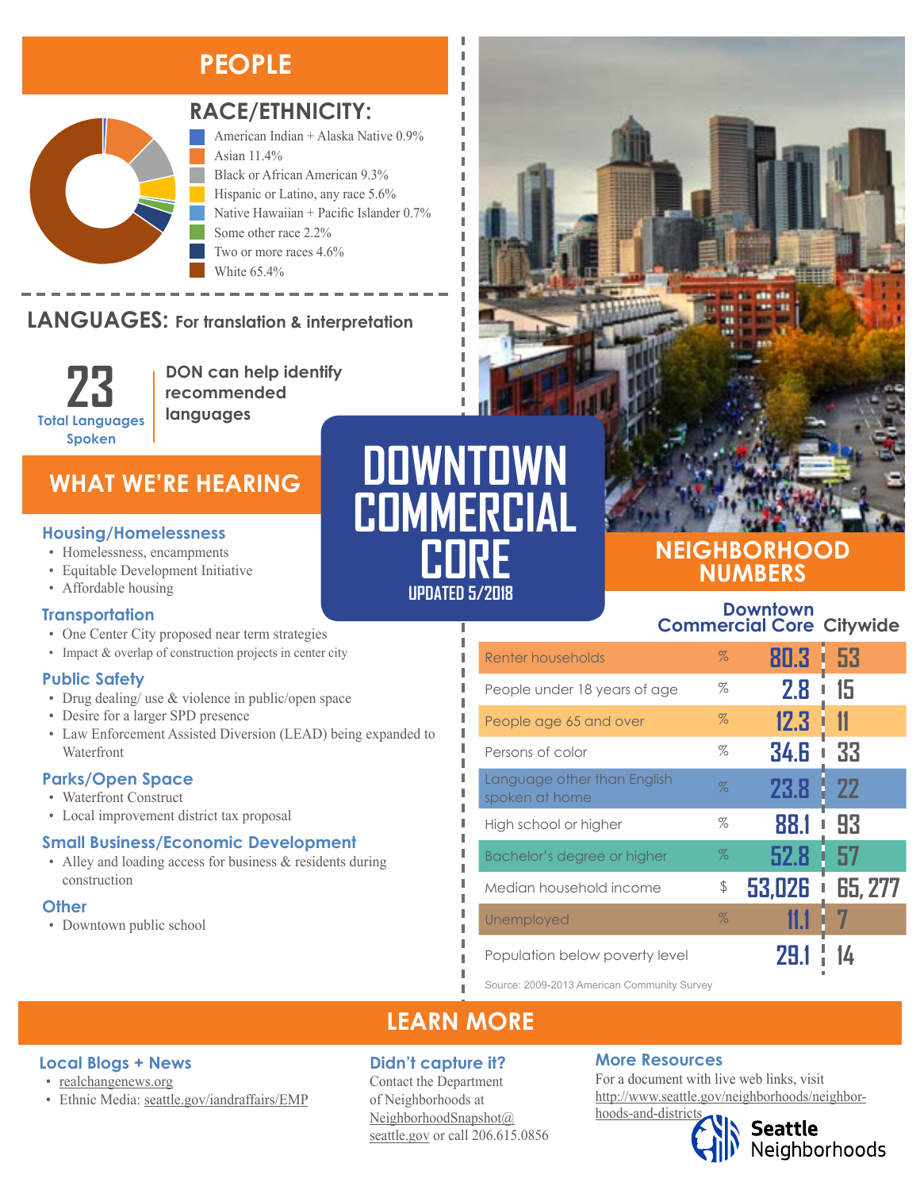# DOWNTOWN COMMERCIAL CORE

UPDATED 5/2018

## PEOPLE

### RACE/ETHNICITY:

- American Indian + Alaska Native 0.9%
- Asian 11.4%
- Black or African American 9.3%
- Hispanic or Latino, any race 5.6%
- Native Hawaiian + Pacific Islander 0.7%
- Some other race 2.2%
- Two or more races 4.6%
- White 65.4%

### LANGUAGES: For translation & interpretation

**23** Total Languages Spoken

DON can help identify recommended languages

## WHAT WE'RE HEARING

### Housing/Homelessness

- Homelessness, encampments
- Equitable Development Initiative
- Affordable housing

### Transportation

- One Center City proposed near term strategies
- Impact & overlap of construction projects in center city

### Public Safety

- Drug dealing/ use & violence in public/open space
- Desire for a larger SPD presence
- Law Enforcement Assisted Diversion (LEAD) being expanded to Waterfront

### Parks/Open Space

- Waterfront Construct
- Local improvement district tax proposal

### Small Business/Economic Development

- Alley and loading access for business & residents during construction

### Other

- Downtown public school

## NEIGHBORHOOD NUMBERS

| | | Downtown Commercial Core | Citywide |
|---|---|---|---|
| Renter households | % | 80.3 | 53 |
| People under 18 years of age | % | 2.8 | 15 |
| People age 65 and over | % | 12.3 | 11 |
| Persons of color | % | 34.6 | 33 |
| Language other than English spoken at home | % | 23.8 | 22 |
| High school or higher | % | 88.1 | 93 |
| Bachelor's degree or higher | % | 52.8 | 57 |
| Median household income | $ | 53,026 | 65, 277 |
| Unemployed | % | 11.1 | 7 |
| Population below poverty level | | 29.1 | 14 |

Source: 2009-2013 American Community Survey

## LEARN MORE

### Local Blogs + News

- realchangenews.org
- Ethnic Media: seattle.gov/iandraffairs/EMP

### Didn't capture it?

Contact the Department of Neighborhoods at NeighborhoodSnapshot@seattle.gov or call 206.615.0856

### More Resources

For a document with live web links, visit http://www.seattle.gov/neighborhoods/neighborhoods-and-districts

Seattle Neighborhoods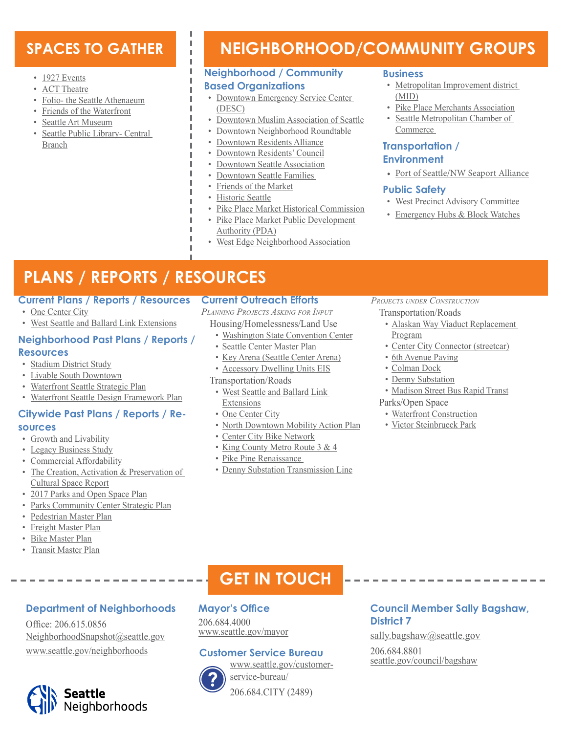## SPACES TO GATHER

- 1927 Events
- ACT Theatre
- Folio- the Seattle Athenaeum
- Friends of the Waterfront
- Seattle Art Museum
- Seattle Public Library- Central Branch

## NEIGHBORHOOD/COMMUNITY GROUPS

### Neighborhood / Community Based Organizations

- Downtown Emergency Service Center (DESC)
- Downtown Muslim Association of Seattle
- Downtown Neighborhood Roundtable
- Downtown Residents Alliance
- Downtown Residents' Council
- Downtown Seattle Association
- Downtown Seattle Families
- Friends of the Market
- Historic Seattle
- Pike Place Market Historical Commission
- Pike Place Market Public Development Authority (PDA)
- West Edge Neighborhood Association

### Business

- Metropolitan Improvement district (MID)
- Pike Place Merchants Association
- Seattle Metropolitan Chamber of Commerce

### Transportation / Environment

- Port of Seattle/NW Seaport Alliance

### Public Safety

- West Precinct Advisory Committee
- Emergency Hubs & Block Watches

## PLANS / REPORTS / RESOURCES

### Current Plans / Reports / Resources

- One Center City
- West Seattle and Ballard Link Extensions

### Neighborhood Past Plans / Reports / Resources

- Stadium District Study
- Livable South Downtown
- Waterfront Seattle Strategic Plan
- Waterfront Seattle Design Framework Plan

### Citywide Past Plans / Reports / Resources

- Growth and Livability
- Legacy Business Study
- Commercial Affordability
- The Creation, Activation & Preservation of Cultural Space Report
- 2017 Parks and Open Space Plan
- Parks Community Center Strategic Plan
- Pedestrian Master Plan
- Freight Master Plan
- Bike Master Plan
- Transit Master Plan

### Current Outreach Efforts

*Planning Projects Asking for Input*

Housing/Homelessness/Land Use

- Washington State Convention Center
- Seattle Center Master Plan
- Key Arena (Seattle Center Arena)
- Accessory Dwelling Units EIS

Transportation/Roads

- West Seattle and Ballard Link Extensions
- One Center City
- North Downtown Mobility Action Plan
- Center City Bike Network
- King County Metro Route 3 & 4
- Pike Pine Renaissance
- Denny Substation Transmission Line

*Projects under Construction*

Transportation/Roads

- Alaskan Way Viaduct Replacement Program
- Center City Connector (streetcar)
- 6th Avenue Paving
- Colman Dock
- Denny Substation
- Madison Street Bus Rapid Transt

Parks/Open Space

- Waterfront Construction
- Victor Steinbrueck Park

## GET IN TOUCH

### Department of Neighborhoods

Office: 206.615.0856
NeighborhoodSnapshot@seattle.gov
www.seattle.gov/neighborhoods

### Mayor's Office

206.684.4000
www.seattle.gov/mayor

### Customer Service Bureau

www.seattle.gov/customer-service-bureau/
206.684.CITY (2489)

### Council Member Sally Bagshaw, District 7

sally.bagshaw@seattle.gov
206.684.8801
seattle.gov/council/bagshaw

Seattle Neighborhoods